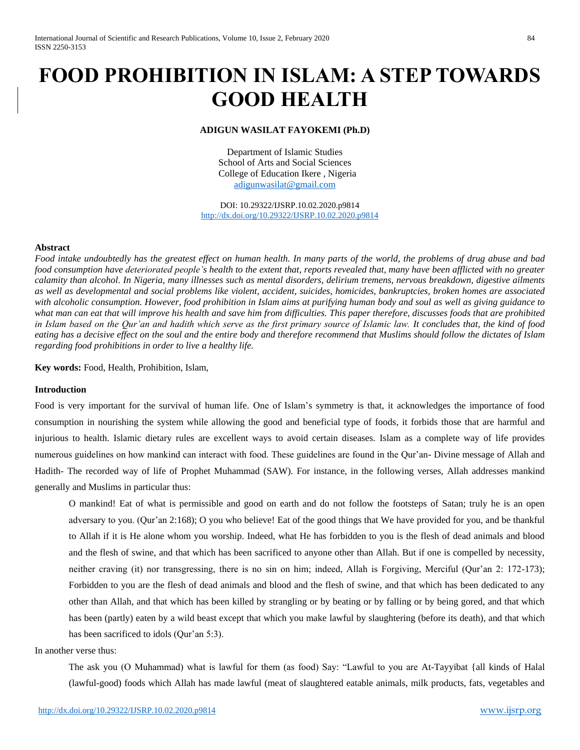# FOOD PROHIBITION IN ISLAM: A STEP TOWARDS GOOD HEALTH

**ADIGUN WASILAT FAYOKEMI (Ph.D)**

Department of Islamic Studies
School of Arts and Social Sciences
College of Education Ikere , Nigeria
adigunwasilat@gmail.com

DOI: 10.29322/IJSRP.10.02.2020.p9814
http://dx.doi.org/10.29322/IJSRP.10.02.2020.p9814

**Abstract**

*Food intake undoubtedly has the greatest effect on human health. In many parts of the world, the problems of drug abuse and bad food consumption have deteriorated people's health to the extent that, reports revealed that, many have been afflicted with no greater calamity than alcohol. In Nigeria, many illnesses such as mental disorders, delirium tremens, nervous breakdown, digestive ailments as well as developmental and social problems like violent, accident, suicides, homicides, bankruptcies, broken homes are associated with alcoholic consumption. However, food prohibition in Islam aims at purifying human body and soul as well as giving guidance to what man can eat that will improve his health and save him from difficulties. This paper therefore, discusses foods that are prohibited in Islam based on the Qur'an and hadith which serve as the first primary source of Islamic law. It concludes that, the kind of food eating has a decisive effect on the soul and the entire body and therefore recommend that Muslims should follow the dictates of Islam regarding food prohibitions in order to live a healthy life.*

**Key words:** Food, Health, Prohibition, Islam,

**Introduction**

Food is very important for the survival of human life. One of Islam's symmetry is that, it acknowledges the importance of food consumption in nourishing the system while allowing the good and beneficial type of foods, it forbids those that are harmful and injurious to health. Islamic dietary rules are excellent ways to avoid certain diseases. Islam as a complete way of life provides numerous guidelines on how mankind can interact with food. These guidelines are found in the Qur'an- Divine message of Allah and Hadith- The recorded way of life of Prophet Muhammad (SAW). For instance, in the following verses, Allah addresses mankind generally and Muslims in particular thus:

> O mankind! Eat of what is permissible and good on earth and do not follow the footsteps of Satan; truly he is an open adversary to you. (Qur'an 2:168); O you who believe! Eat of the good things that We have provided for you, and be thankful to Allah if it is He alone whom you worship. Indeed, what He has forbidden to you is the flesh of dead animals and blood and the flesh of swine, and that which has been sacrificed to anyone other than Allah. But if one is compelled by necessity, neither craving (it) nor transgressing, there is no sin on him; indeed, Allah is Forgiving, Merciful (Qur'an 2: 172-173); Forbidden to you are the flesh of dead animals and blood and the flesh of swine, and that which has been dedicated to any other than Allah, and that which has been killed by strangling or by beating or by falling or by being gored, and that which has been (partly) eaten by a wild beast except that which you make lawful by slaughtering (before its death), and that which has been sacrificed to idols (Qur'an 5:3).

In another verse thus:

> The ask you (O Muhammad) what is lawful for them (as food) Say: "Lawful to you are At-Tayyibat {all kinds of Halal (lawful-good) foods which Allah has made lawful (meat of slaughtered eatable animals, milk products, fats, vegetables and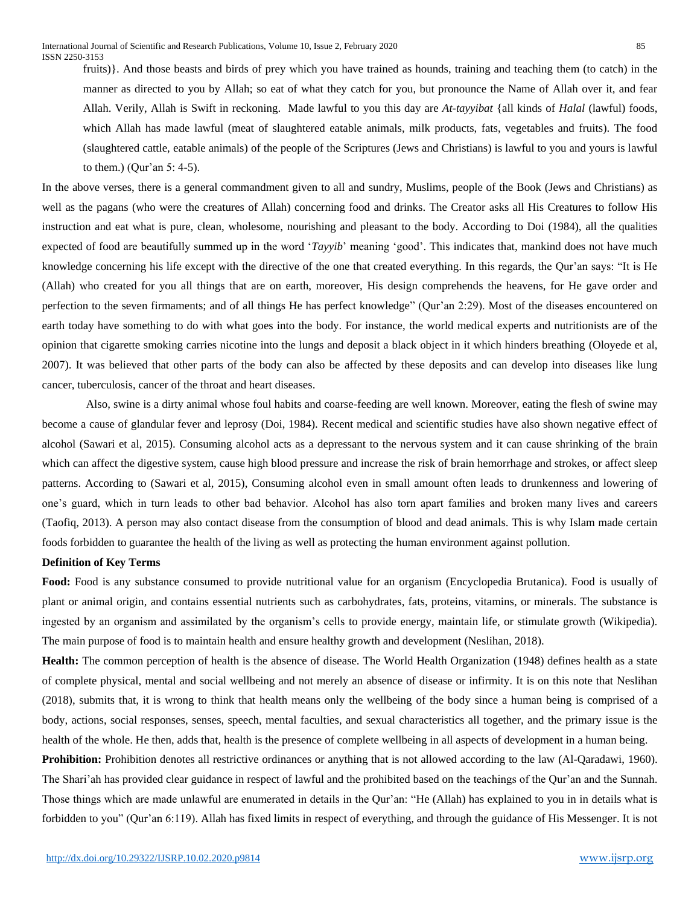fruits)}. And those beasts and birds of prey which you have trained as hounds, training and teaching them (to catch) in the manner as directed to you by Allah; so eat of what they catch for you, but pronounce the Name of Allah over it, and fear Allah. Verily, Allah is Swift in reckoning. Made lawful to you this day are *At-tayyibat* {all kinds of *Halal* (lawful) foods, which Allah has made lawful (meat of slaughtered eatable animals, milk products, fats, vegetables and fruits). The food (slaughtered cattle, eatable animals) of the people of the Scriptures (Jews and Christians) is lawful to you and yours is lawful to them.) (Qur'an 5: 4-5).

In the above verses, there is a general commandment given to all and sundry, Muslims, people of the Book (Jews and Christians) as well as the pagans (who were the creatures of Allah) concerning food and drinks. The Creator asks all His Creatures to follow His instruction and eat what is pure, clean, wholesome, nourishing and pleasant to the body. According to Doi (1984), all the qualities expected of food are beautifully summed up in the word '*Tayyib*' meaning 'good'. This indicates that, mankind does not have much knowledge concerning his life except with the directive of the one that created everything. In this regards, the Qur'an says: "It is He (Allah) who created for you all things that are on earth, moreover, His design comprehends the heavens, for He gave order and perfection to the seven firmaments; and of all things He has perfect knowledge" (Qur'an 2:29). Most of the diseases encountered on earth today have something to do with what goes into the body. For instance, the world medical experts and nutritionists are of the opinion that cigarette smoking carries nicotine into the lungs and deposit a black object in it which hinders breathing (Oloyede et al, 2007). It was believed that other parts of the body can also be affected by these deposits and can develop into diseases like lung cancer, tuberculosis, cancer of the throat and heart diseases.

Also, swine is a dirty animal whose foul habits and coarse-feeding are well known. Moreover, eating the flesh of swine may become a cause of glandular fever and leprosy (Doi, 1984). Recent medical and scientific studies have also shown negative effect of alcohol (Sawari et al, 2015). Consuming alcohol acts as a depressant to the nervous system and it can cause shrinking of the brain which can affect the digestive system, cause high blood pressure and increase the risk of brain hemorrhage and strokes, or affect sleep patterns. According to (Sawari et al, 2015), Consuming alcohol even in small amount often leads to drunkenness and lowering of one's guard, which in turn leads to other bad behavior. Alcohol has also torn apart families and broken many lives and careers (Taofiq, 2013). A person may also contact disease from the consumption of blood and dead animals. This is why Islam made certain foods forbidden to guarantee the health of the living as well as protecting the human environment against pollution.

**Definition of Key Terms**

**Food:** Food is any substance consumed to provide nutritional value for an organism (Encyclopedia Brutanica). Food is usually of plant or animal origin, and contains essential nutrients such as carbohydrates, fats, proteins, vitamins, or minerals. The substance is ingested by an organism and assimilated by the organism's cells to provide energy, maintain life, or stimulate growth (Wikipedia). The main purpose of food is to maintain health and ensure healthy growth and development (Neslihan, 2018).

**Health:** The common perception of health is the absence of disease. The World Health Organization (1948) defines health as a state of complete physical, mental and social wellbeing and not merely an absence of disease or infirmity. It is on this note that Neslihan (2018), submits that, it is wrong to think that health means only the wellbeing of the body since a human being is comprised of a body, actions, social responses, senses, speech, mental faculties, and sexual characteristics all together, and the primary issue is the health of the whole. He then, adds that, health is the presence of complete wellbeing in all aspects of development in a human being.

**Prohibition:** Prohibition denotes all restrictive ordinances or anything that is not allowed according to the law (Al-Qaradawi, 1960). The Shari'ah has provided clear guidance in respect of lawful and the prohibited based on the teachings of the Qur'an and the Sunnah. Those things which are made unlawful are enumerated in details in the Qur'an: "He (Allah) has explained to you in in details what is forbidden to you" (Qur'an 6:119). Allah has fixed limits in respect of everything, and through the guidance of His Messenger. It is not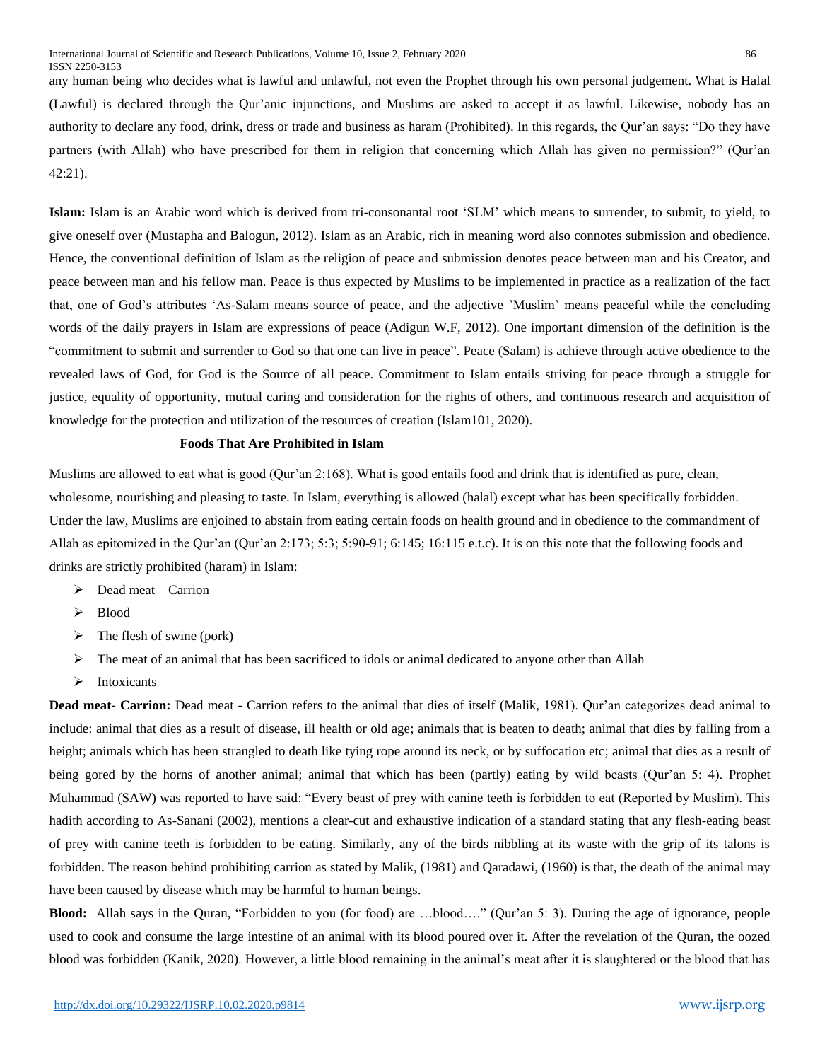any human being who decides what is lawful and unlawful, not even the Prophet through his own personal judgement. What is Halal (Lawful) is declared through the Qur'anic injunctions, and Muslims are asked to accept it as lawful. Likewise, nobody has an authority to declare any food, drink, dress or trade and business as haram (Prohibited). In this regards, the Qur'an says: "Do they have partners (with Allah) who have prescribed for them in religion that concerning which Allah has given no permission?" (Qur'an 42:21).

**Islam:** Islam is an Arabic word which is derived from tri-consonantal root 'SLM' which means to surrender, to submit, to yield, to give oneself over (Mustapha and Balogun, 2012). Islam as an Arabic, rich in meaning word also connotes submission and obedience. Hence, the conventional definition of Islam as the religion of peace and submission denotes peace between man and his Creator, and peace between man and his fellow man. Peace is thus expected by Muslims to be implemented in practice as a realization of the fact that, one of God's attributes 'As-Salam means source of peace, and the adjective 'Muslim' means peaceful while the concluding words of the daily prayers in Islam are expressions of peace (Adigun W.F, 2012). One important dimension of the definition is the "commitment to submit and surrender to God so that one can live in peace". Peace (Salam) is achieve through active obedience to the revealed laws of God, for God is the Source of all peace. Commitment to Islam entails striving for peace through a struggle for justice, equality of opportunity, mutual caring and consideration for the rights of others, and continuous research and acquisition of knowledge for the protection and utilization of the resources of creation (Islam101, 2020).

## Foods That Are Prohibited in Islam

Muslims are allowed to eat what is good (Qur'an 2:168). What is good entails food and drink that is identified as pure, clean, wholesome, nourishing and pleasing to taste. In Islam, everything is allowed (halal) except what has been specifically forbidden. Under the law, Muslims are enjoined to abstain from eating certain foods on health ground and in obedience to the commandment of Allah as epitomized in the Qur'an (Qur'an 2:173; 5:3; 5:90-91; 6:145; 16:115 e.t.c). It is on this note that the following foods and drinks are strictly prohibited (haram) in Islam:

- Dead meat – Carrion
- Blood
- The flesh of swine (pork)
- The meat of an animal that has been sacrificed to idols or animal dedicated to anyone other than Allah
- Intoxicants

**Dead meat- Carrion:** Dead meat - Carrion refers to the animal that dies of itself (Malik, 1981). Qur'an categorizes dead animal to include: animal that dies as a result of disease, ill health or old age; animals that is beaten to death; animal that dies by falling from a height; animals which has been strangled to death like tying rope around its neck, or by suffocation etc; animal that dies as a result of being gored by the horns of another animal; animal that which has been (partly) eating by wild beasts (Qur'an 5: 4). Prophet Muhammad (SAW) was reported to have said: "Every beast of prey with canine teeth is forbidden to eat (Reported by Muslim). This hadith according to As-Sanani (2002), mentions a clear-cut and exhaustive indication of a standard stating that any flesh-eating beast of prey with canine teeth is forbidden to be eating. Similarly, any of the birds nibbling at its waste with the grip of its talons is forbidden. The reason behind prohibiting carrion as stated by Malik, (1981) and Qaradawi, (1960) is that, the death of the animal may have been caused by disease which may be harmful to human beings.

**Blood:** Allah says in the Quran, "Forbidden to you (for food) are …blood…." (Qur'an 5: 3). During the age of ignorance, people used to cook and consume the large intestine of an animal with its blood poured over it. After the revelation of the Quran, the oozed blood was forbidden (Kanik, 2020). However, a little blood remaining in the animal's meat after it is slaughtered or the blood that has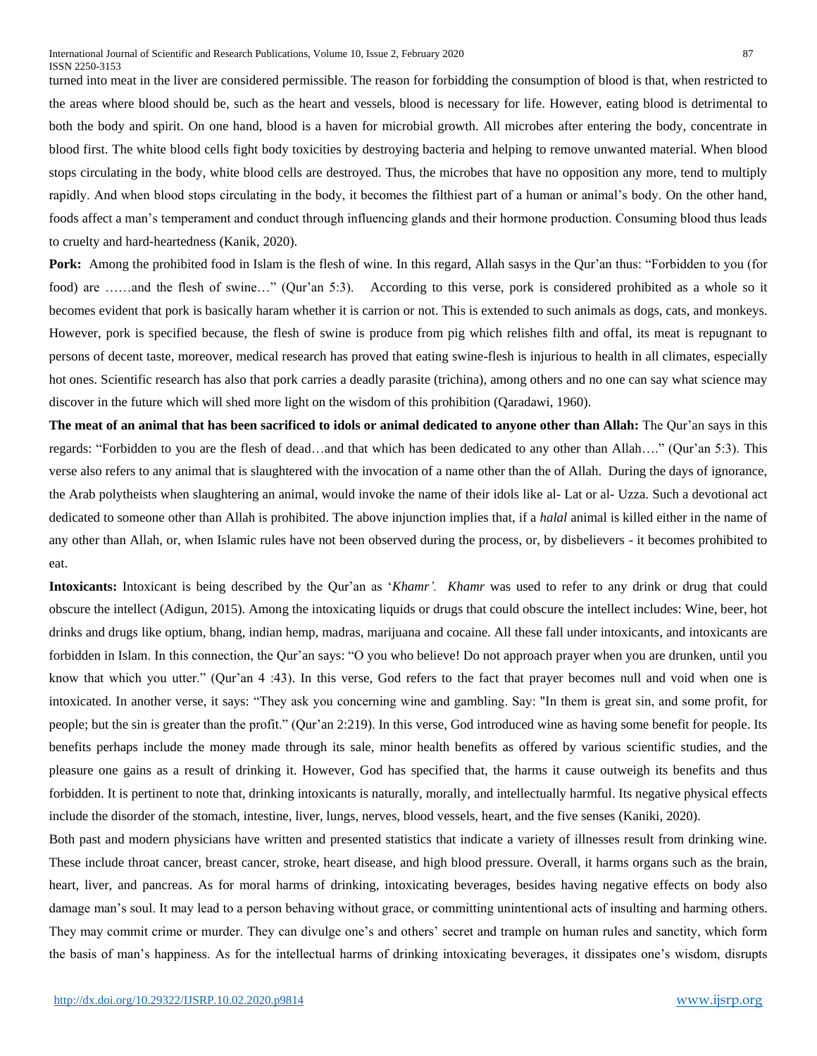turned into meat in the liver are considered permissible. The reason for forbidding the consumption of blood is that, when restricted to the areas where blood should be, such as the heart and vessels, blood is necessary for life. However, eating blood is detrimental to both the body and spirit. On one hand, blood is a haven for microbial growth. All microbes after entering the body, concentrate in blood first. The white blood cells fight body toxicities by destroying bacteria and helping to remove unwanted material. When blood stops circulating in the body, white blood cells are destroyed. Thus, the microbes that have no opposition any more, tend to multiply rapidly. And when blood stops circulating in the body, it becomes the filthiest part of a human or animal's body. On the other hand, foods affect a man's temperament and conduct through influencing glands and their hormone production. Consuming blood thus leads to cruelty and hard-heartedness (Kanik, 2020).

**Pork:** Among the prohibited food in Islam is the flesh of wine. In this regard, Allah sasys in the Qur'an thus: "Forbidden to you (for food) are ……and the flesh of swine…" (Qur'an 5:3). According to this verse, pork is considered prohibited as a whole so it becomes evident that pork is basically haram whether it is carrion or not. This is extended to such animals as dogs, cats, and monkeys. However, pork is specified because, the flesh of swine is produce from pig which relishes filth and offal, its meat is repugnant to persons of decent taste, moreover, medical research has proved that eating swine-flesh is injurious to health in all climates, especially hot ones. Scientific research has also that pork carries a deadly parasite (trichina), among others and no one can say what science may discover in the future which will shed more light on the wisdom of this prohibition (Qaradawi, 1960).

**The meat of an animal that has been sacrificed to idols or animal dedicated to anyone other than Allah:** The Qur'an says in this regards: "Forbidden to you are the flesh of dead…and that which has been dedicated to any other than Allah…." (Qur'an 5:3). This verse also refers to any animal that is slaughtered with the invocation of a name other than the of Allah. During the days of ignorance, the Arab polytheists when slaughtering an animal, would invoke the name of their idols like al- Lat or al- Uzza. Such a devotional act dedicated to someone other than Allah is prohibited. The above injunction implies that, if a *halal* animal is killed either in the name of any other than Allah, or, when Islamic rules have not been observed during the process, or, by disbelievers - it becomes prohibited to eat.

**Intoxicants:** Intoxicant is being described by the Qur'an as '*Khamr'. Khamr* was used to refer to any drink or drug that could obscure the intellect (Adigun, 2015). Among the intoxicating liquids or drugs that could obscure the intellect includes: Wine, beer, hot drinks and drugs like optium, bhang, indian hemp, madras, marijuana and cocaine. All these fall under intoxicants, and intoxicants are forbidden in Islam. In this connection, the Qur'an says: "O you who believe! Do not approach prayer when you are drunken, until you know that which you utter." (Qur'an 4 :43). In this verse, God refers to the fact that prayer becomes null and void when one is intoxicated. In another verse, it says: "They ask you concerning wine and gambling. Say: "In them is great sin, and some profit, for people; but the sin is greater than the profit." (Qur'an 2:219). In this verse, God introduced wine as having some benefit for people. Its benefits perhaps include the money made through its sale, minor health benefits as offered by various scientific studies, and the pleasure one gains as a result of drinking it. However, God has specified that, the harms it cause outweigh its benefits and thus forbidden. It is pertinent to note that, drinking intoxicants is naturally, morally, and intellectually harmful. Its negative physical effects include the disorder of the stomach, intestine, liver, lungs, nerves, blood vessels, heart, and the five senses (Kaniki, 2020).

Both past and modern physicians have written and presented statistics that indicate a variety of illnesses result from drinking wine. These include throat cancer, breast cancer, stroke, heart disease, and high blood pressure. Overall, it harms organs such as the brain, heart, liver, and pancreas. As for moral harms of drinking, intoxicating beverages, besides having negative effects on body also damage man's soul. It may lead to a person behaving without grace, or committing unintentional acts of insulting and harming others. They may commit crime or murder. They can divulge one's and others' secret and trample on human rules and sanctity, which form the basis of man's happiness. As for the intellectual harms of drinking intoxicating beverages, it dissipates one's wisdom, disrupts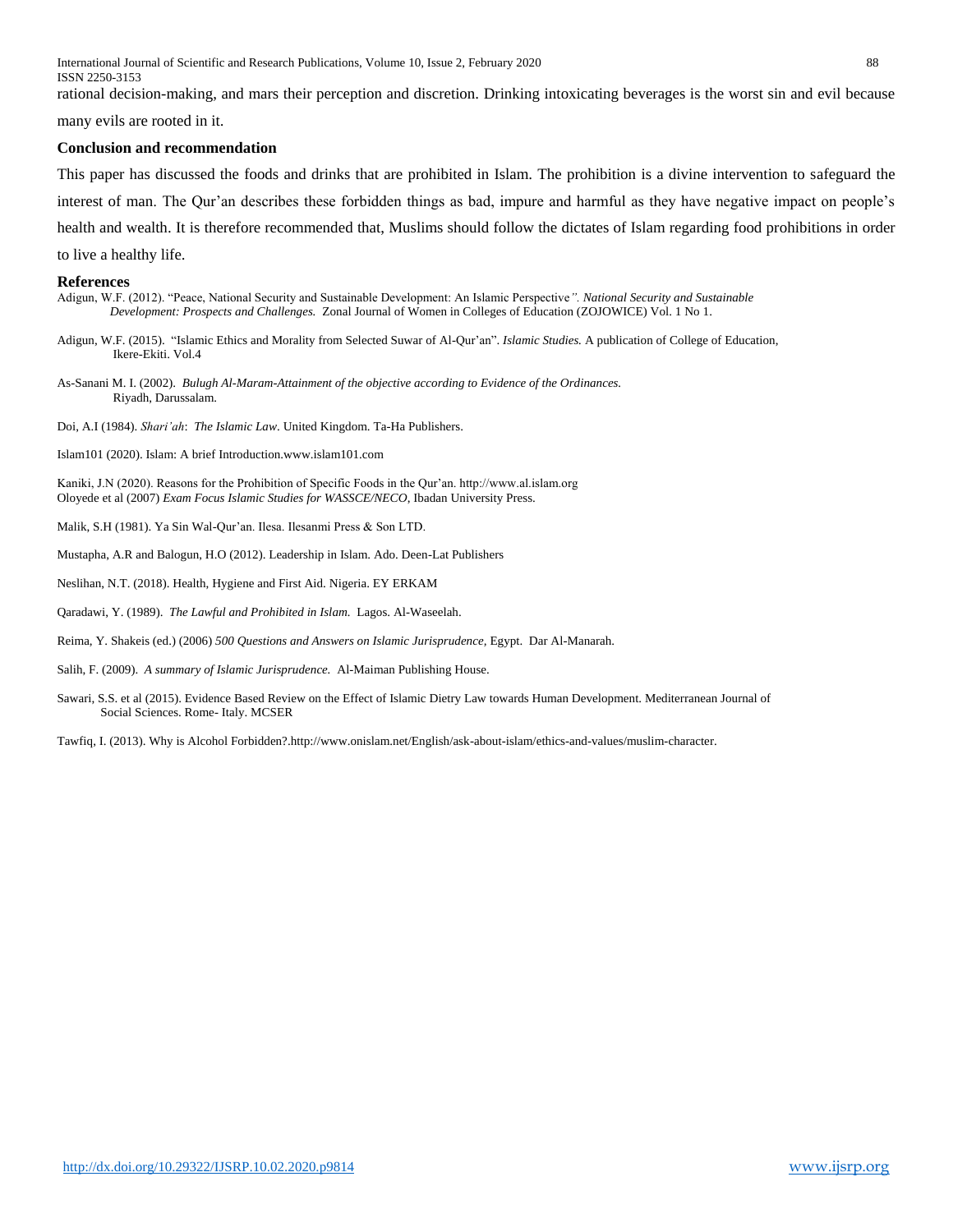rational decision-making, and mars their perception and discretion. Drinking intoxicating beverages is the worst sin and evil because many evils are rooted in it.

**Conclusion and recommendation**

This paper has discussed the foods and drinks that are prohibited in Islam. The prohibition is a divine intervention to safeguard the interest of man. The Qur'an describes these forbidden things as bad, impure and harmful as they have negative impact on people's health and wealth. It is therefore recommended that, Muslims should follow the dictates of Islam regarding food prohibitions in order to live a healthy life.

**References**

Adigun, W.F. (2012). "Peace, National Security and Sustainable Development: An Islamic Perspective*". National Security and Sustainable Development: Prospects and Challenges.* Zonal Journal of Women in Colleges of Education (ZOJOWICE) Vol. 1 No 1.

Adigun, W.F. (2015). "Islamic Ethics and Morality from Selected Suwar of Al-Qur'an". *Islamic Studies.* A publication of College of Education, Ikere-Ekiti. Vol.4

As-Sanani M. I. (2002). *Bulugh Al-Maram-Attainment of the objective according to Evidence of the Ordinances.* Riyadh, Darussalam.

Doi, A.I (1984). *Shari'ah*: *The Islamic Law*. United Kingdom. Ta-Ha Publishers.

Islam101 (2020). Islam: A brief Introduction.www.islam101.com

Kaniki, J.N (2020). Reasons for the Prohibition of Specific Foods in the Qur'an. http://www.al.islam.org
Oloyede et al (2007) *Exam Focus Islamic Studies for WASSCE/NECO*, Ibadan University Press.

Malik, S.H (1981). Ya Sin Wal-Qur'an. Ilesa. Ilesanmi Press & Son LTD.

Mustapha, A.R and Balogun, H.O (2012). Leadership in Islam. Ado. Deen-Lat Publishers

Neslihan, N.T. (2018). Health, Hygiene and First Aid. Nigeria. EY ERKAM

Qaradawi, Y. (1989). *The Lawful and Prohibited in Islam.* Lagos. Al-Waseelah.

Reima, Y. Shakeis (ed.) (2006) *500 Questions and Answers on Islamic Jurisprudence,* Egypt. Dar Al-Manarah.

Salih, F. (2009). *A summary of Islamic Jurisprudence.* Al-Maiman Publishing House.

Sawari, S.S. et al (2015). Evidence Based Review on the Effect of Islamic Dietry Law towards Human Development. Mediterranean Journal of Social Sciences. Rome- Italy. MCSER

Tawfiq, I. (2013). Why is Alcohol Forbidden?.http://www.onislam.net/English/ask-about-islam/ethics-and-values/muslim-character.